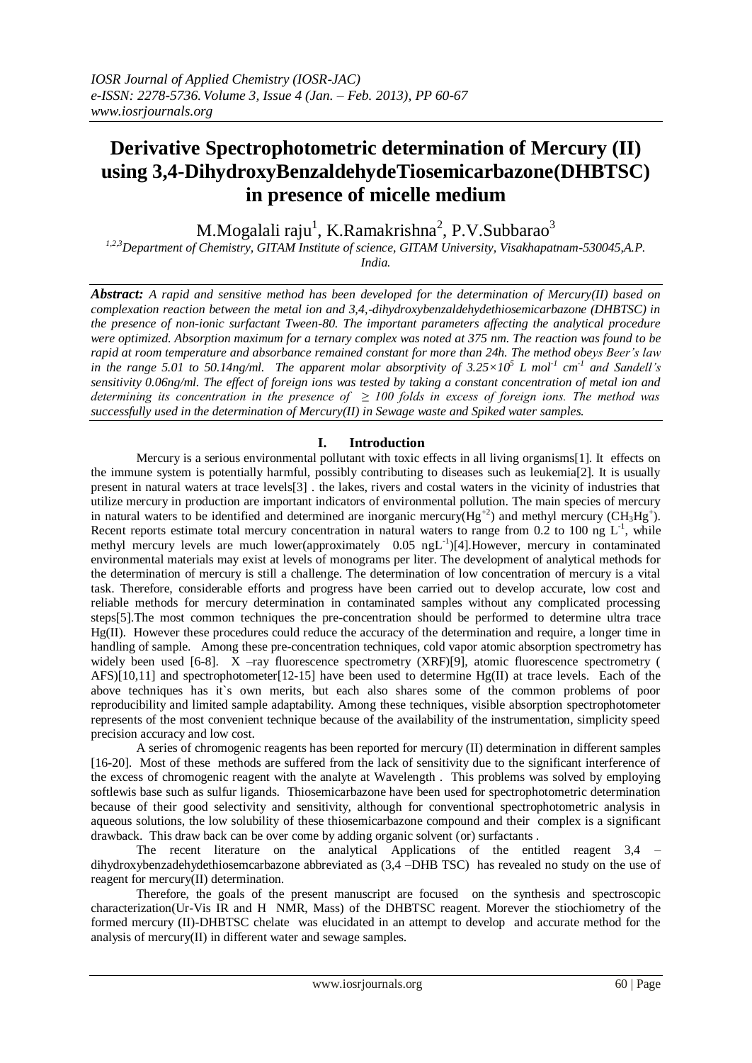# Derivative Spectrophotometric determination of Mercury (II) using 3,4-DihydroxyBenzaldehydeTiosemicarbazone(DHBTSC) in presence of micelle medium

M.Mogalali raju[1], K.Ramakrishna[2], P.V.Subbarao[3]

[1,2,3]Department of Chemistry, GITAM Institute of science, GITAM University, Visakhapatnam-530045,A.P. India.

***Abstract:*** *A rapid and sensitive method has been developed for the determination of Mercury(II) based on complexation reaction between the metal ion and 3,4,-dihydroxybenzaldehydethiosemicarbazone (DHBTSC) in the presence of non-ionic surfactant Tween-80. The important parameters affecting the analytical procedure were optimized. Absorption maximum for a ternary complex was noted at 375 nm. The reaction was found to be rapid at room temperature and absorbance remained constant for more than 24h. The method obeys Beer's law in the range 5.01 to 50.14ng/ml. The apparent molar absorptivity of $3.25\times10^5$ L $mol^{-1}$ $cm^{-1}$ and Sandell's sensitivity 0.06ng/ml. The effect of foreign ions was tested by taking a constant concentration of metal ion and determining its concentration in the presence of $\geq 100$ folds in excess of foreign ions. The method was successfully used in the determination of Mercury(II) in Sewage waste and Spiked water samples.*

## I. Introduction

Mercury is a serious environmental pollutant with toxic effects in all living organisms[1]. It effects on the immune system is potentially harmful, possibly contributing to diseases such as leukemia[2]. It is usually present in natural waters at trace levels[3] . the lakes, rivers and costal waters in the vicinity of industries that utilize mercury in production are important indicators of environmental pollution. The main species of mercury in natural waters to be identified and determined are inorganic mercury($Hg^{+2}$) and methyl mercury ($CH_3Hg^+$). Recent reports estimate total mercury concentration in natural waters to range from 0.2 to 100 ng $L^{-1}$, while methyl mercury levels are much lower(approximately 0.05 $ngL^{-1}$)[4].However, mercury in contaminated environmental materials may exist at levels of monograms per liter. The development of analytical methods for the determination of mercury is still a challenge. The determination of low concentration of mercury is a vital task. Therefore, considerable efforts and progress have been carried out to develop accurate, low cost and reliable methods for mercury determination in contaminated samples without any complicated processing steps[5].The most common techniques the pre-concentration should be performed to determine ultra trace Hg(II). However these procedures could reduce the accuracy of the determination and require, a longer time in handling of sample. Among these pre-concentration techniques, cold vapor atomic absorption spectrometry has widely been used [6-8]. X –ray fluorescence spectrometry (XRF)[9], atomic fluorescence spectrometry ( AFS)[10,11] and spectrophotometer[12-15] have been used to determine Hg(II) at trace levels. Each of the above techniques has it`s own merits, but each also shares some of the common problems of poor reproducibility and limited sample adaptability. Among these techniques, visible absorption spectrophotometer represents of the most convenient technique because of the availability of the instrumentation, simplicity speed precision accuracy and low cost.

A series of chromogenic reagents has been reported for mercury (II) determination in different samples [16-20]. Most of these methods are suffered from the lack of sensitivity due to the significant interference of the excess of chromogenic reagent with the analyte at Wavelength . This problems was solved by employing softlewis base such as sulfur ligands. Thiosemicarbazone have been used for spectrophotometric determination because of their good selectivity and sensitivity, although for conventional spectrophotometric analysis in aqueous solutions, the low solubility of these thiosemicarbazone compound and their complex is a significant drawback. This draw back can be over come by adding organic solvent (or) surfactants .

The recent literature on the analytical Applications of the entitled reagent 3,4 – dihydroxybenzadehydethiosemcarbazone abbreviated as (3,4 –DHB TSC) has revealed no study on the use of reagent for mercury(II) determination.

Therefore, the goals of the present manuscript are focused on the synthesis and spectroscopic characterization(Ur-Vis IR and H NMR, Mass) of the DHBTSC reagent. Morever the stiochiometry of the formed mercury (II)-DHBTSC chelate was elucidated in an attempt to develop and accurate method for the analysis of mercury(II) in different water and sewage samples.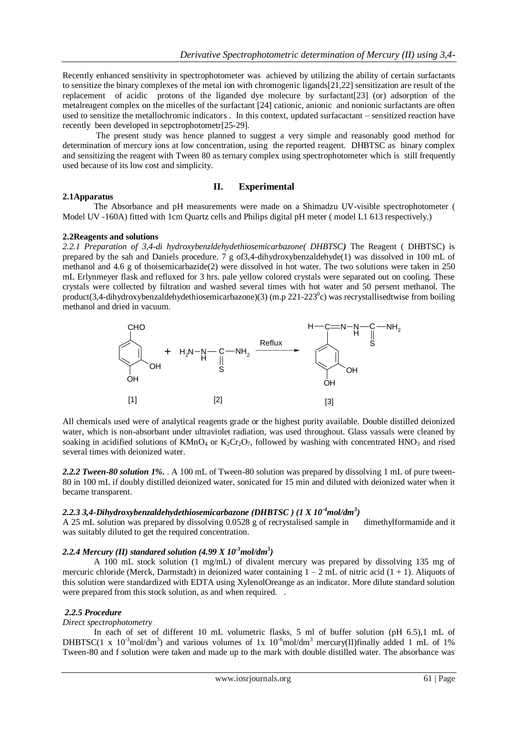Recently enhanced sensitivity in spectrophotometer was achieved by utilizing the ability of certain surfactants to sensitize the binary complexes of the metal ion with chromogenic ligands[21,22] sensitization are result of the replacement of acidic protons of the liganded dye molecure by surfactant[23] (or) adsorption of the metalreagent complex on the micelles of the surfactant [24] cationic, anionic and nonionic surfactants are often used to sensitize the metallochromic indicators . In this context, updated surfacactant – sensitized reaction have recently been developed in sepctrophotometr[25-29].

The present study was hence planned to suggest a very simple and reasonably good method for determination of mercury ions at low concentration, using the reported reagent. DHBTSC as binary complex and sensitizing the reagent with Tween 80 as ternary complex using spectrophotometer which is still frequently used because of its low cost and simplicity.

## II. Experimental

### 2.1Apparatus

The Absorbance and pH measurements were made on a Shimadzu UV-visible spectrophotometer ( Model UV -160A) fitted with 1cm Quartz cells and Philips digital pH meter ( model L1 613 respectively.)

### 2.2Reagents and solutions

***2.2.1 Preparation of 3,4-di hydroxybenzldehydethiosemicarbazone( DHBTSC)*** The Reagent ( DHBTSC) is prepared by the sah and Daniels procedure. 7 g of3,4-dihydroxybenzaldehyde(1) was dissolved in 100 mL of methanol and 4.6 g of thoisemicarbazide(2) were dissolved in hot water. The two solutions were taken in 250 mL Erlynmeyer flask and refluxed for 3 hrs. pale yellow colored crystals were separated out on cooling. These crystals were collected by filtration and washed several times with hot water and 50 persent methanol. The product(3,4-dihydroxybenzaldehydethiosemicarbazone)(3) (m.p 221-223$^0$c) was recrystallisedtwise from boiling methanol and dried in vacuum.

[1] + [2] —Reflux→ [3]

All chemicals used were of analytical reagents grade or the highest purity available. Double distilled deionized water, which is non-absorbant under ultraviolet radiation, was used throughout. Glass vassals were cleaned by soaking in acidified solutions of $KMnO_4$ or $K_2Cr_2O_7$, followed by washing with concentrated $HNO_3$ and rised several times with deionized water.

***2.2.2 Tween-80 solution 1%.*** . A 100 mL of Tween-80 solution was prepared by dissolving 1 mL of pure tween-80 in 100 mL if doubly distilled deionized water, sonicated for 15 min and diluted with deionized water when it became transparent.

***2.2.3 3,4-Dihydroxybenzaldehydethiosemicarbazone (DHBTSC ) (1 X $10^{-4}$mol/dm$^3$)***

A 25 mL solution was prepared by dissolving 0.0528 g of recrystalised sample in dimethylformamide and it was suitably diluted to get the required concentration.

***2.2.4 Mercury (II) standared solution (4.99 X $10^{-3}$mol/dm$^3$)***

A 100 mL stock solution (1 mg/mL) of divalent mercury was prepared by dissolving 135 mg of mercuric chloride (Merck, Darmstadt) in deionized water containing 1 – 2 mL of nitric acid (1 + 1). Aliquots of this solution were standardized with EDTA using XylenolOreange as an indicator. More dilute standard solution were prepared from this stock solution, as and when required. .

***2.2.5 Procedure***

*Direct spectrophotometry*

In each of set of different 10 mL volumetric flasks, 5 ml of buffer solution (pH 6.5),1 mL of DHBTSC(1 x $10^{-3}$mol/dm$^3$) and various volumes of 1x $10^{-6}$mol/dm$^3$ mercury(II)finally added 1 mL of 1% Tween-80 and f solution were taken and made up to the mark with double distilled water. The absorbance was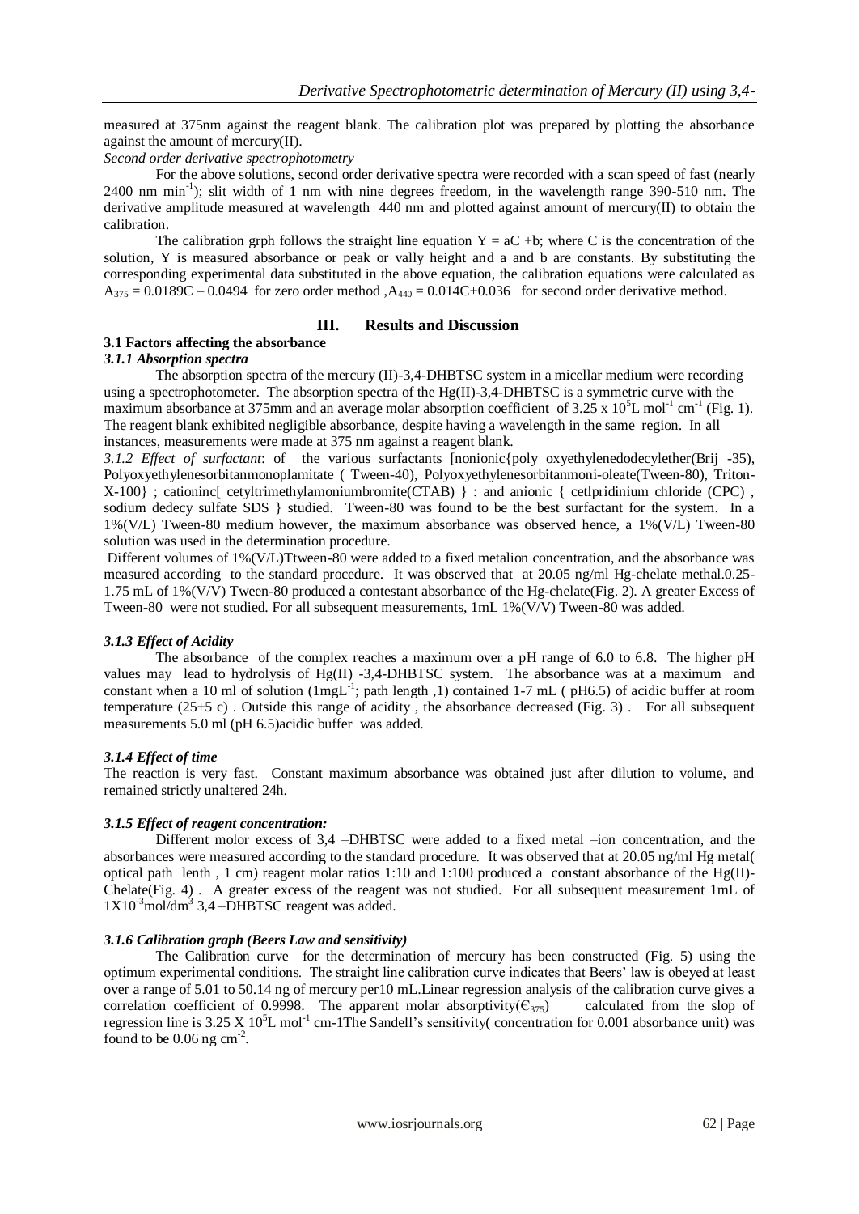measured at 375nm against the reagent blank. The calibration plot was prepared by plotting the absorbance against the amount of mercury(II).

*Second order derivative spectrophotometry*

For the above solutions, second order derivative spectra were recorded with a scan speed of fast (nearly 2400 nm $min^{-1}$); slit width of 1 nm with nine degrees freedom, in the wavelength range 390-510 nm. The derivative amplitude measured at wavelength 440 nm and plotted against amount of mercury(II) to obtain the calibration.

The calibration grph follows the straight line equation $Y = aC + b$; where C is the concentration of the solution, Y is measured absorbance or peak or vally height and a and b are constants. By substituting the corresponding experimental data substituted in the above equation, the calibration equations were calculated as $A_{375} = 0.0189C - 0.0494$ for zero order method ,$A_{440} = 0.014C+0.036$ for second order derivative method.

## III. Results and Discussion

### 3.1 Factors affecting the absorbance

#### *3.1.1 Absorption spectra*

The absorption spectra of the mercury (II)-3,4-DHBTSC system in a micellar medium were recording using a spectrophotometer. The absorption spectra of the Hg(II)-3,4-DHBTSC is a symmetric curve with the maximum absorbance at 375mm and an average molar absorption coefficient of $3.25 \times 10^5$L $mol^{-1}$ $cm^{-1}$ (Fig. 1). The reagent blank exhibited negligible absorbance, despite having a wavelength in the same region. In all instances, measurements were made at 375 nm against a reagent blank.

*3.1.2 Effect of surfactant*: of the various surfactants [nonionic{poly oxyethylenedodecylether(Brij -35), Polyoxyethylenesorbitanmonoplamitate ( Tween-40), Polyoxyethylenesorbitanmoni-oleate(Tween-80), Triton-X-100} ; cationinc[ cetyltrimethylamoniumbromite(CTAB) } : and anionic { cetlpridinium chloride (CPC) , sodium dedecy sulfate SDS } studied. Tween-80 was found to be the best surfactant for the system. In a 1%(V/L) Tween-80 medium however, the maximum absorbance was observed hence, a 1%(V/L) Tween-80 solution was used in the determination procedure.

Different volumes of 1%(V/L)Ttween-80 were added to a fixed metalion concentration, and the absorbance was measured according to the standard procedure. It was observed that at 20.05 ng/ml Hg-chelate methal.0.25-1.75 mL of 1%(V/V) Tween-80 produced a contestant absorbance of the Hg-chelate(Fig. 2). A greater Excess of Tween-80 were not studied. For all subsequent measurements, 1mL 1%(V/V) Tween-80 was added.

#### *3.1.3 Effect of Acidity*

The absorbance of the complex reaches a maximum over a pH range of 6.0 to 6.8. The higher pH values may lead to hydrolysis of Hg(II) -3,4-DHBTSC system. The absorbance was at a maximum and constant when a 10 ml of solution (1mg$L^{-1}$; path length ,1) contained 1-7 mL ( pH6.5) of acidic buffer at room temperature (25±5 c) . Outside this range of acidity , the absorbance decreased (Fig. 3) . For all subsequent measurements 5.0 ml (pH 6.5)acidic buffer was added.

#### *3.1.4 Effect of time*

The reaction is very fast. Constant maximum absorbance was obtained just after dilution to volume, and remained strictly unaltered 24h.

#### *3.1.5 Effect of reagent concentration:*

Different molor excess of 3,4 –DHBTSC were added to a fixed metal –ion concentration, and the absorbances were measured according to the standard procedure. It was observed that at 20.05 ng/ml Hg metal( optical path lenth , 1 cm) reagent molar ratios 1:10 and 1:100 produced a constant absorbance of the Hg(II)-Chelate(Fig. 4) . A greater excess of the reagent was not studied. For all subsequent measurement 1mL of $1X10^{-3}$mol/$dm^3$ 3,4 –DHBTSC reagent was added.

#### *3.1.6 Calibration graph (Beers Law and sensitivity)*

The Calibration curve for the determination of mercury has been constructed (Fig. 5) using the optimum experimental conditions. The straight line calibration curve indicates that Beers' law is obeyed at least over a range of 5.01 to 50.14 ng of mercury per10 mL.Linear regression analysis of the calibration curve gives a correlation coefficient of 0.9998. The apparent molar absorptivity($\epsilon_{375}$) calculated from the slop of regression line is $3.25 \times 10^5$L $mol^{-1}$ cm-1The Sandell's sensitivity( concentration for 0.001 absorbance unit) was found to be 0.06 ng $cm^{-2}$.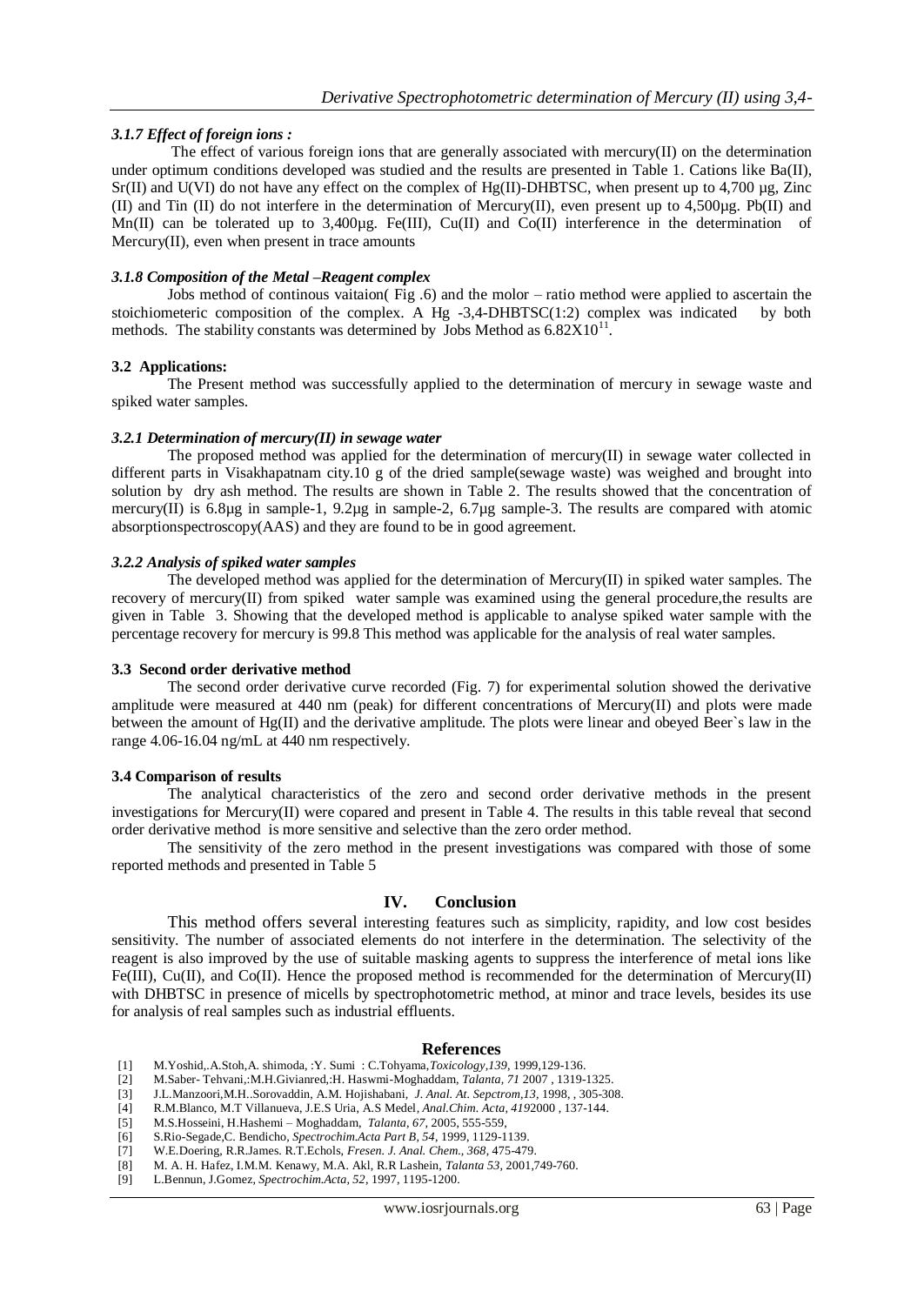### *3.1.7 Effect of foreign ions :*

The effect of various foreign ions that are generally associated with mercury(II) on the determination under optimum conditions developed was studied and the results are presented in Table 1. Cations like Ba(II), Sr(II) and U(VI) do not have any effect on the complex of Hg(II)-DHBTSC, when present up to 4,700 µg, Zinc (II) and Tin (II) do not interfere in the determination of Mercury(II), even present up to 4,500µg. Pb(II) and Mn(II) can be tolerated up to 3,400µg. Fe(III), Cu(II) and Co(II) interference in the determination of Mercury(II), even when present in trace amounts

### *3.1.8 Composition of the Metal –Reagent complex*

Jobs method of continous vaitaion( Fig .6) and the molor – ratio method were applied to ascertain the stoichiometeric composition of the complex. A Hg -3,4-DHBTSC(1:2) complex was indicated by both methods. The stability constants was determined by Jobs Method as $6.82X10^{11}$.

### 3.2 Applications:

The Present method was successfully applied to the determination of mercury in sewage waste and spiked water samples.

### *3.2.1 Determination of mercury(II) in sewage water*

The proposed method was applied for the determination of mercury(II) in sewage water collected in different parts in Visakhapatnam city.10 g of the dried sample(sewage waste) was weighed and brought into solution by dry ash method. The results are shown in Table 2. The results showed that the concentration of mercury(II) is 6.8µg in sample-1, 9.2µg in sample-2, 6.7µg sample-3. The results are compared with atomic absorptionspectroscopy(AAS) and they are found to be in good agreement.

### *3.2.2 Analysis of spiked water samples*

The developed method was applied for the determination of Mercury(II) in spiked water samples. The recovery of mercury(II) from spiked water sample was examined using the general procedure,the results are given in Table 3. Showing that the developed method is applicable to analyse spiked water sample with the percentage recovery for mercury is 99.8 This method was applicable for the analysis of real water samples.

### 3.3 Second order derivative method

The second order derivative curve recorded (Fig. 7) for experimental solution showed the derivative amplitude were measured at 440 nm (peak) for different concentrations of Mercury(II) and plots were made between the amount of Hg(II) and the derivative amplitude. The plots were linear and obeyed Beer`s law in the range 4.06-16.04 ng/mL at 440 nm respectively.

### 3.4 Comparison of results

The analytical characteristics of the zero and second order derivative methods in the present investigations for Mercury(II) were copared and present in Table 4. The results in this table reveal that second order derivative method is more sensitive and selective than the zero order method.

The sensitivity of the zero method in the present investigations was compared with those of some reported methods and presented in Table 5

## IV. Conclusion

This method offers several interesting features such as simplicity, rapidity, and low cost besides sensitivity. The number of associated elements do not interfere in the determination. The selectivity of the reagent is also improved by the use of suitable masking agents to suppress the interference of metal ions like Fe(III), Cu(II), and Co(II). Hence the proposed method is recommended for the determination of Mercury(II) with DHBTSC in presence of micells by spectrophotometric method, at minor and trace levels, besides its use for analysis of real samples such as industrial effluents.

## References

[1] M.Yoshid,.A.Stoh,A. shimoda, :Y. Sumi : C.Tohyama,*Toxicology,139*, 1999,129-136.
[2] M.Saber- Tehvani,:M.H.Givianred,:H. Haswmi-Moghaddam, *Talanta, 71* 2007 , 1319-1325.
[3] J.L.Manzoori,M.H..Sorovaddin, A.M. Hojishabani, *J. Anal. At. Sepctrom,13*, 1998, , 305-308.
[4] R.M.Blanco, M.T Villanueva, J.E.S Uria, A.S Medel, *Anal.Chim. Acta, 419*2000 , 137-144.
[5] M.S.Hosseini, H.Hashemi – Moghaddam, *Talanta, 67*, 2005, 555-559,
[6] S.Rio-Segade,C. Bendicho, *Spectrochim.Acta Part B, 54*, 1999, 1129-1139.
[7] W.E.Doering, R.R.James. R.T.Echols, *Fresen. J. Anal. Chem., 368*, 475-479.
[8] M. A. H. Hafez, I.M.M. Kenawy, M.A. Akl, R.R Lashein, *Talanta 53*, 2001,749-760.
[9] L.Bennun, J.Gomez, *Spectrochim.Acta, 52*, 1997, 1195-1200.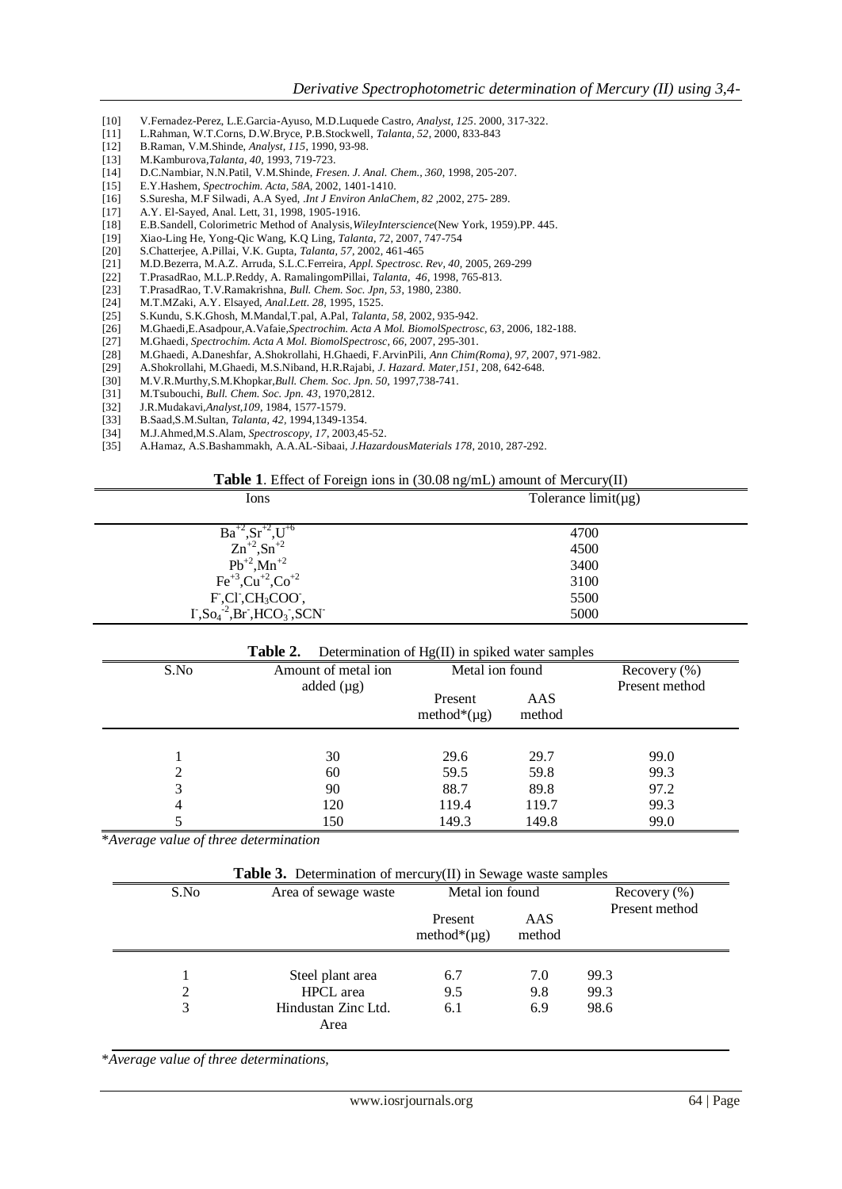[10] V.Fernadez-Perez, L.E.Garcia-Ayuso, M.D.Luquede Castro, *Analyst, 125*. 2000, 317-322.
[11] L.Rahman, W.T.Corns, D.W.Bryce, P.B.Stockwell, *Talanta, 52*, 2000, 833-843
[12] B.Raman, V.M.Shinde, *Analyst, 115*, 1990, 93-98.
[13] M.Kamburova,*Talanta, 40*, 1993, 719-723.
[14] D.C.Nambiar, N.N.Patil, V.M.Shinde, *Fresen. J. Anal. Chem., 360*, 1998, 205-207.
[15] E.Y.Hashem, *Spectrochim. Acta, 58A*, 2002, 1401-1410.
[16] S.Suresha, M.F Silwadi, A.A Syed, *.Int J Environ AnlaChem, 82* ,2002, 275- 289.
[17] A.Y. El-Sayed, Anal. Lett, 31, 1998, 1905-1916.
[18] E.B.Sandell, Colorimetric Method of Analysis,*WileyInterscience*(New York, 1959).PP. 445.
[19] Xiao-Ling He, Yong-Qic Wang, K.Q Ling, *Talanta, 72*, 2007, 747-754
[20] S.Chatterjee, A.Pillai, V.K. Gupta, *Talanta, 57*, 2002, 461-465
[21] M.D.Bezerra, M.A.Z. Arruda, S.L.C.Ferreira, *Appl. Spectrosc. Rev, 40*, 2005, 269-299
[22] T.PrasadRao, M.L.P.Reddy, A. RamalingomPillai, *Talanta, 46*, 1998, 765-813.
[23] T.PrasadRao, T.V.Ramakrishna, *Bull. Chem. Soc. Jpn, 53*, 1980, 2380.
[24] M.T.MZaki, A.Y. Elsayed, *Anal.Lett. 28*, 1995, 1525.
[25] S.Kundu, S.K.Ghosh, M.Mandal,T.pal, A.Pal, *Talanta, 58*, 2002, 935-942.
[26] M.Ghaedi,E.Asadpour,A.Vafaie,*Spectrochim. Acta A Mol. BiomolSpectrosc, 63*, 2006, 182-188.
[27] M.Ghaedi, *Spectrochim. Acta A Mol. BiomolSpectrosc, 66*, 2007, 295-301.
[28] M.Ghaedi, A.Daneshfar, A.Shokrollahi, H.Ghaedi, F.ArvinPili, *Ann Chim(Roma), 97*, 2007, 971-982.
[29] A.Shokrollahi, M.Ghaedi, M.S.Niband, H.R.Rajabi, *J. Hazard. Mater,151*, 208, 642-648.
[30] M.V.R.Murthy,S.M.Khopkar,*Bull. Chem. Soc. Jpn. 50*, 1997,738-741.
[31] M.Tsubouchi, *Bull. Chem. Soc. Jpn. 43*, 1970,2812.
[32] J.R.Mudakavi,*Analyst,109*, 1984, 1577-1579.
[33] B.Saad,S.M.Sultan, *Talanta, 42*, 1994,1349-1354.
[34] M.J.Ahmed,M.S.Alam, *Spectroscopy, 17*, 2003,45-52.
[35] A.Hamaz, A.S.Bashammakh, A.A.AL-Sibaai, *J.HazardousMaterials 178*, 2010, 287-292.

**Table 1**. Effect of Foreign ions in (30.08 ng/mL) amount of Mercury(II)

| Ions | Tolerance limit(μg) |
|---|---|
| $Ba^{+2}$,$Sr^{+2}$,$U^{+6}$ | 4700 |
| $Zn^{+2}$,$Sn^{+2}$ | 4500 |
| $Pb^{+2}$,$Mn^{+2}$ | 3400 |
| $Fe^{+3}$,$Cu^{+2}$,$Co^{+2}$ | 3100 |
| $F^{-}$,$Cl^{-}$,$CH_3COO^{-}$, | 5500 |
| $I^{-}$,$So_4^{-2}$,$Br^{-}$,$HCO_3^{-}$,$SCN^{-}$ | 5000 |

**Table 2.** Determination of Hg(II) in spiked water samples

| S.No | Amount of metal ion added (μg) | Metal ion found | | Recovery (%) Present method |
|---|---|---|---|---|
| | | Present method*(μg) | AAS method | |
| 1 | 30 | 29.6 | 29.7 | 99.0 |
| 2 | 60 | 59.5 | 59.8 | 99.3 |
| 3 | 90 | 88.7 | 89.8 | 97.2 |
| 4 | 120 | 119.4 | 119.7 | 99.3 |
| 5 | 150 | 149.3 | 149.8 | 99.0 |

**Average value of three determination*

**Table 3.** Determination of mercury(II) in Sewage waste samples

| S.No | Area of sewage waste | Metal ion found | | Recovery (%) Present method |
|---|---|---|---|---|
| | | Present method*(μg) | AAS method | |
| 1 | Steel plant area | 6.7 | 7.0 | 99.3 |
| 2 | HPCL area | 9.5 | 9.8 | 99.3 |
| 3 | Hindustan Zinc Ltd. Area | 6.1 | 6.9 | 98.6 |

**Average value of three determinations,*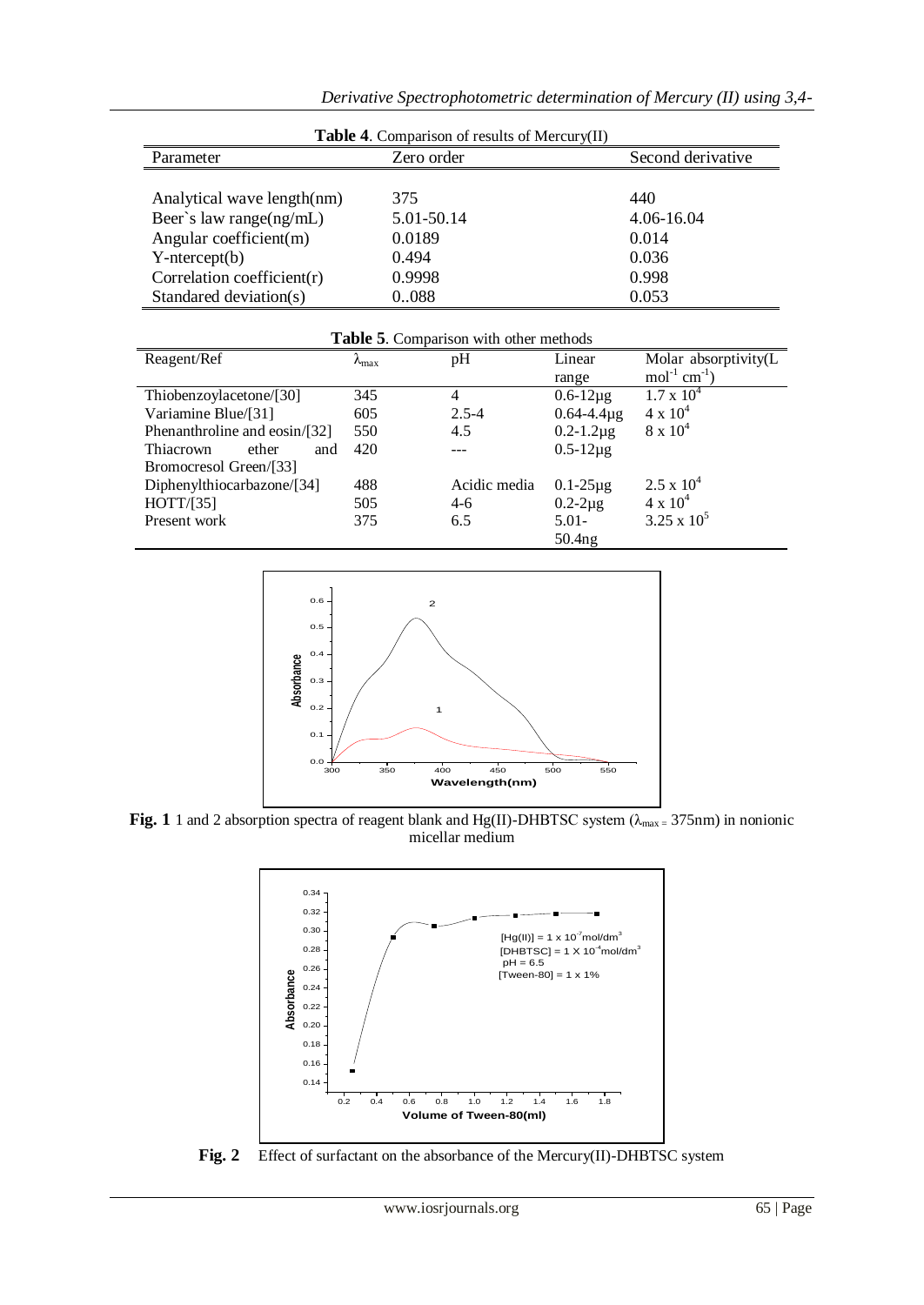**Table 4**. Comparison of results of Mercury(II)

| Parameter | Zero order | Second derivative |
|---|---|---|
| Analytical wave length(nm) | 375 | 440 |
| Beer`s law range(ng/mL) | 5.01-50.14 | 4.06-16.04 |
| Angular coefficient(m) | 0.0189 | 0.014 |
| Y-ntercept(b) | 0.494 | 0.036 |
| Correlation coefficient(r) | 0.9998 | 0.998 |
| Standared deviation(s) | 0..088 | 0.053 |

**Table 5**. Comparison with other methods

| Reagent/Ref | $\lambda_{max}$ | pH | Linear range | Molar absorptivity(L $mol^{-1}$ $cm^{-1}$) |
|---|---|---|---|---|
| Thiobenzoylacetone/[30] | 345 | 4 | 0.6-12μg | $1.7 \times 10^4$ |
| Variamine Blue/[31] | 605 | 2.5-4 | 0.64-4.4μg | $4 \times 10^4$ |
| Phenanthroline and eosin/[32] | 550 | 4.5 | 0.2-1.2μg | $8 \times 10^4$ |
| Thiacrown ether and Bromocresol Green/[33] | 420 | --- | 0.5-12μg | |
| Diphenylthiocarbazone/[34] | 488 | Acidic media | 0.1-25μg | $2.5 \times 10^4$ |
| HOTT/[35] | 505 | 4-6 | 0.2-2μg | $4 \times 10^4$ |
| Present work | 375 | 6.5 | 5.01-50.4ng | $3.25 \times 10^5$ |

**Fig. 1** 1 and 2 absorption spectra of reagent blank and Hg(II)-DHBTSC system ($\lambda_{max}$ = 375nm) in nonionic micellar medium

**Fig. 2** Effect of surfactant on the absorbance of the Mercury(II)-DHBTSC system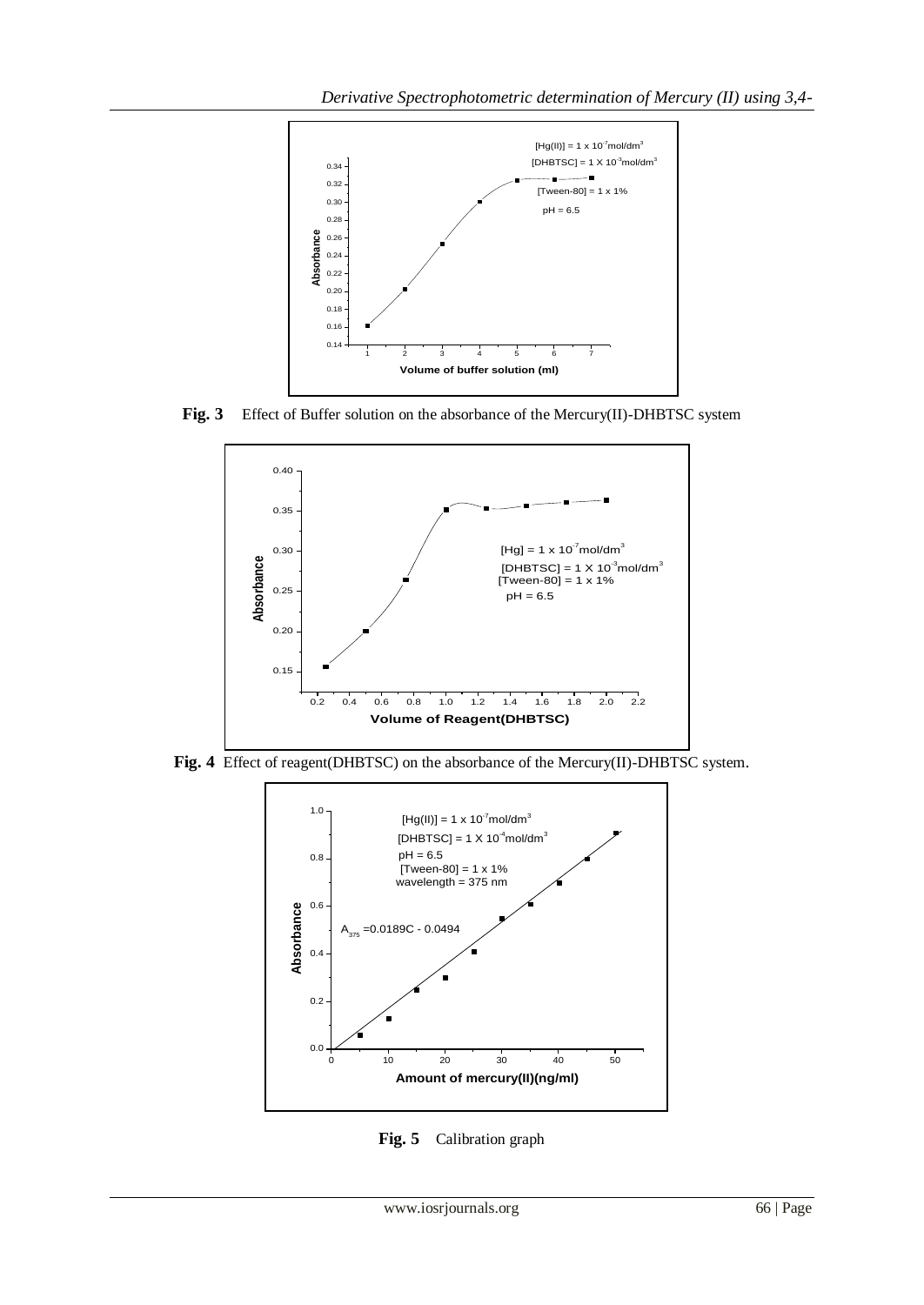Fig. 3 Effect of Buffer solution on the absorbance of the Mercury(II)-DHBTSC system

Fig. 4 Effect of reagent(DHBTSC) on the absorbance of the Mercury(II)-DHBTSC system.

Fig. 5 Calibration graph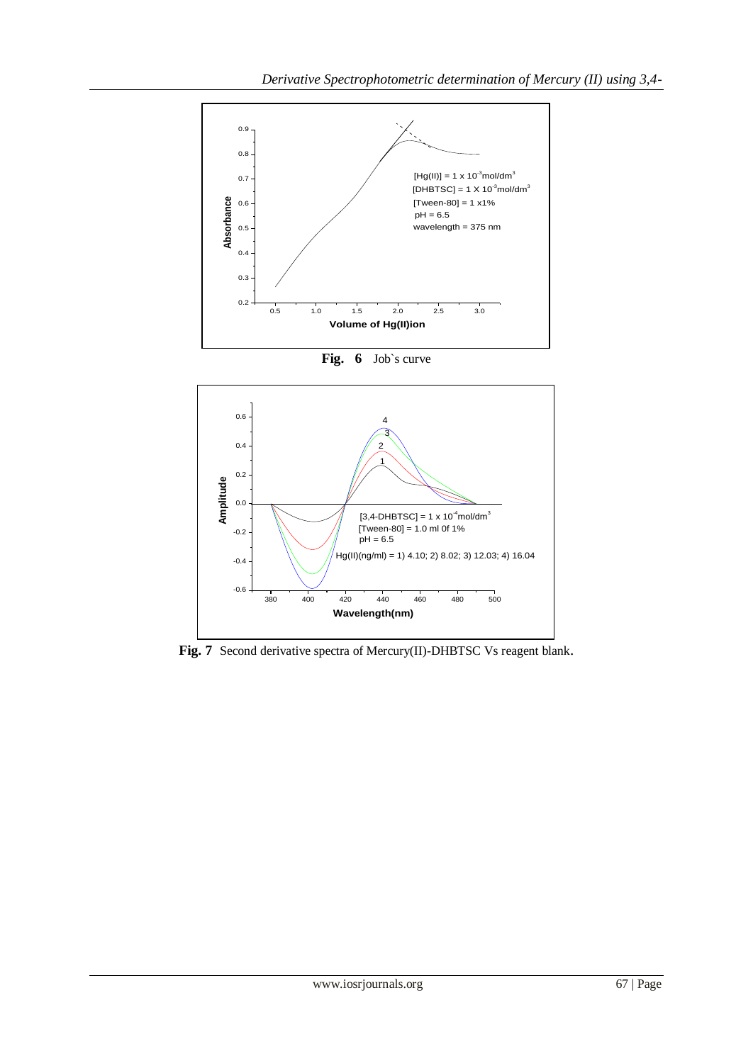0.9
0.8
0.7
0.6
0.5
0.4
0.3
0.2

Absorbance

0.5 1.0 1.5 2.0 2.5 3.0

Volume of Hg(II)ion

[Hg(II)] = 1 x $10^{-3}$mol/dm$^{3}$
[DHBTSC] = 1 X $10^{-3}$mol/dm$^{3}$
[Tween-80] = 1 x1%
pH = 6.5
wavelength = 375 nm

**Fig. 6** Job`s curve

0.6
0.4
0.2
0.0
-0.2
-0.4
-0.6

Amplitude

380 400 420 440 460 480 500

Wavelength(nm)

4
3
2
1

[3,4-DHBTSC] = 1 x $10^{-4}$mol/dm$^{3}$
[Tween-80] = 1.0 ml 0f 1%
pH = 6.5
Hg(II)(ng/ml) = 1) 4.10; 2) 8.02; 3) 12.03; 4) 16.04

**Fig. 7** Second derivative spectra of Mercury(II)-DHBTSC Vs reagent blank.